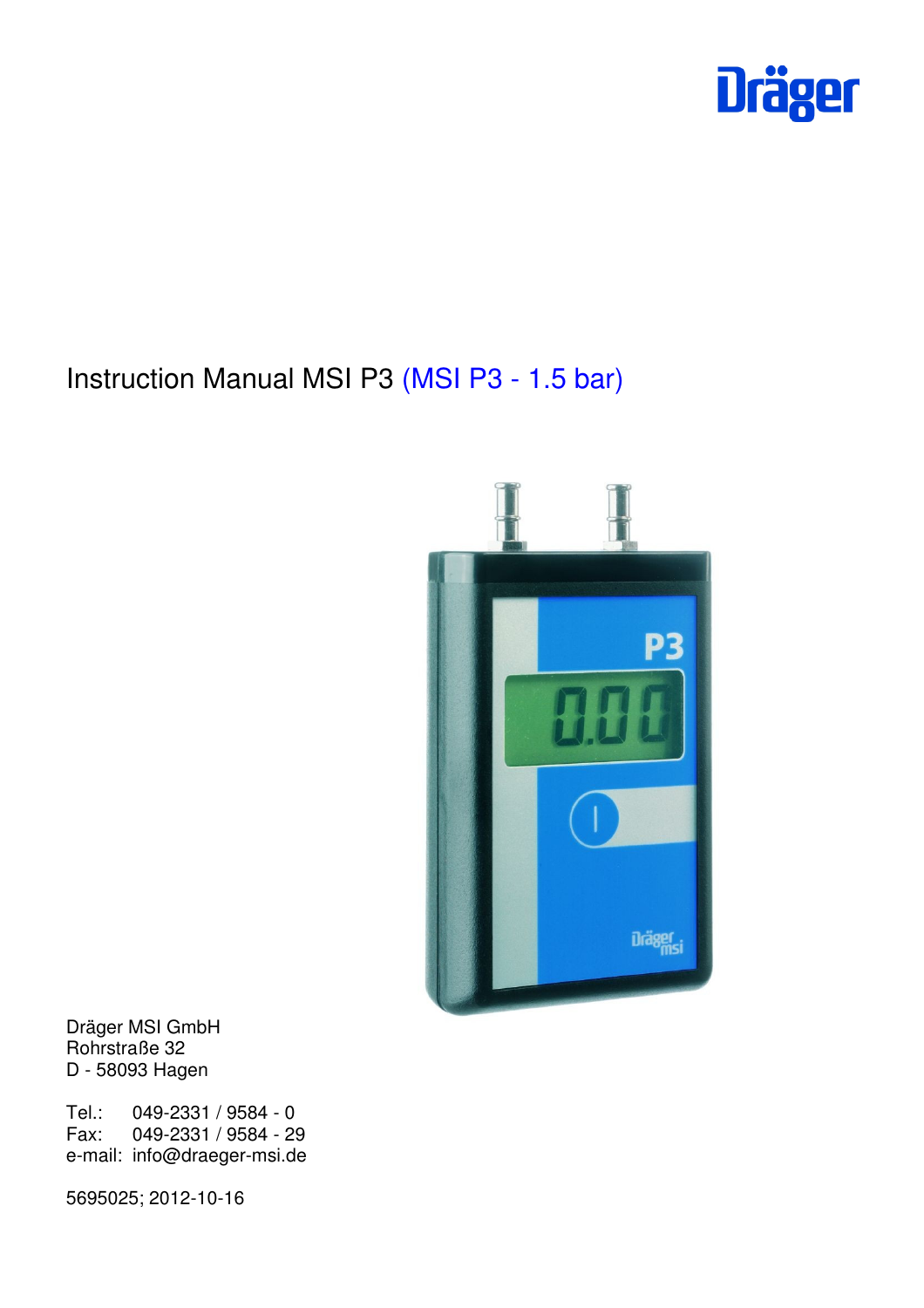Dräger

# Instruction Manual MSI P3 (MSI P3 - 1.5 bar)

Dräger MSI GmbH
Rohrstraße 32
D - 58093 Hagen

Tel.: 049-2331 / 9584 - 0
Fax: 049-2331 / 9584 - 29
e-mail: info@draeger-msi.de

5695025; 2012-10-16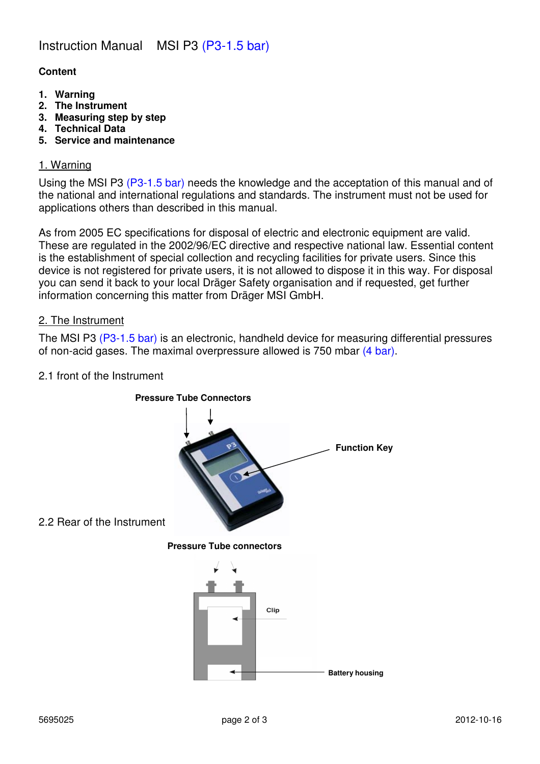# Instruction Manual MSI P3 (P3-1.5 bar)

**Content**

1. **Warning**
2. **The Instrument**
3. **Measuring step by step**
4. **Technical Data**
5. **Service and maintenance**

## 1. Warning

Using the MSI P3 (P3-1.5 bar) needs the knowledge and the acceptation of this manual and of the national and international regulations and standards. The instrument must not be used for applications others than described in this manual.

As from 2005 EC specifications for disposal of electric and electronic equipment are valid. These are regulated in the 2002/96/EC directive and respective national law. Essential content is the establishment of special collection and recycling facilities for private users. Since this device is not registered for private users, it is not allowed to dispose it in this way. For disposal you can send it back to your local Dräger Safety organisation and if requested, get further information concerning this matter from Dräger MSI GmbH.

## 2. The Instrument

The MSI P3 (P3-1.5 bar) is an electronic, handheld device for measuring differential pressures of non-acid gases. The maximal overpressure allowed is 750 mbar (4 bar).

### 2.1 front of the Instrument

**Pressure Tube Connectors**

**Function Key**

### 2.2 Rear of the Instrument

**Pressure Tube connectors**

**Clip**

**Battery housing**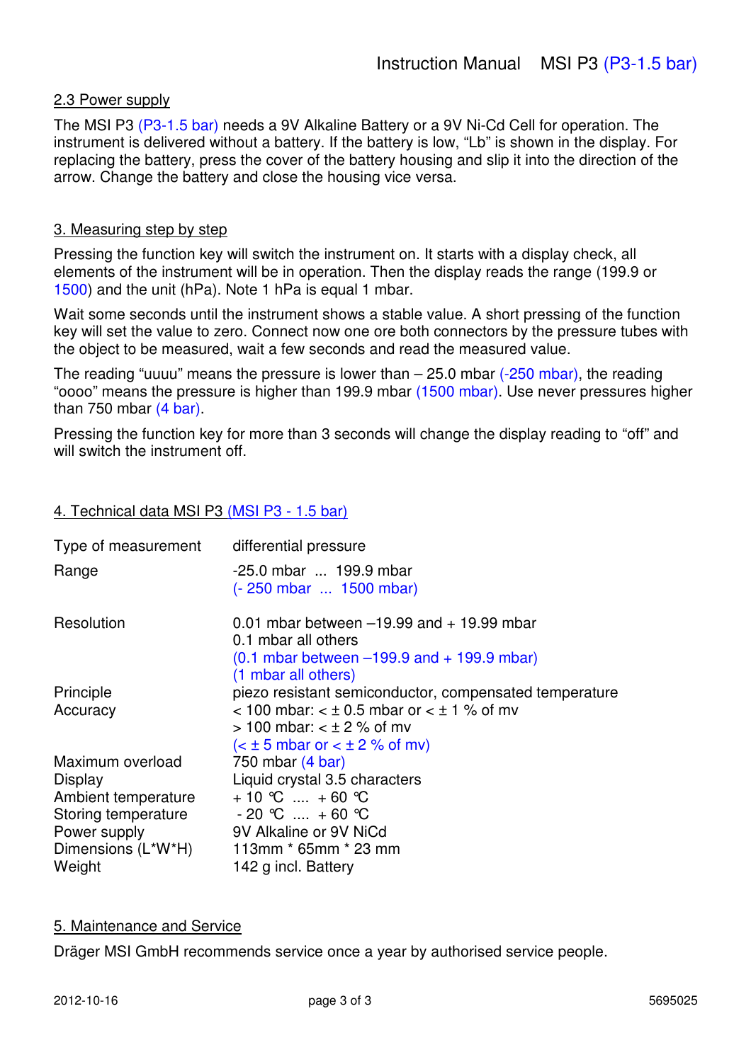## 2.3 Power supply

The MSI P3 (P3-1.5 bar) needs a 9V Alkaline Battery or a 9V Ni-Cd Cell for operation. The instrument is delivered without a battery. If the battery is low, “Lb” is shown in the display. For replacing the battery, press the cover of the battery housing and slip it into the direction of the arrow. Change the battery and close the housing vice versa.

## 3. Measuring step by step

Pressing the function key will switch the instrument on. It starts with a display check, all elements of the instrument will be in operation. Then the display reads the range (199.9 or 1500) and the unit (hPa). Note 1 hPa is equal 1 mbar.

Wait some seconds until the instrument shows a stable value. A short pressing of the function key will set the value to zero. Connect now one ore both connectors by the pressure tubes with the object to be measured, wait a few seconds and read the measured value.

The reading “uuuu” means the pressure is lower than – 25.0 mbar (-250 mbar), the reading “oooo” means the pressure is higher than 199.9 mbar (1500 mbar). Use never pressures higher than 750 mbar (4 bar).

Pressing the function key for more than 3 seconds will change the display reading to “off” and will switch the instrument off.

## 4. Technical data MSI P3 (MSI P3 - 1.5 bar)

| | |
|---|---|
| Type of measurement | differential pressure |
| Range | -25.0 mbar ... 199.9 mbar<br>(- 250 mbar ... 1500 mbar) |
| Resolution | 0.01 mbar between –19.99 and + 19.99 mbar<br>0.1 mbar all others<br>(0.1 mbar between –199.9 and + 199.9 mbar)<br>(1 mbar all others) |
| Principle | piezo resistant semiconductor, compensated temperature |
| Accuracy | < 100 mbar: < ± 0.5 mbar or < ± 1 % of mv<br>> 100 mbar: < ± 2 % of mv<br>(< ± 5 mbar or < ± 2 % of mv) |
| Maximum overload | 750 mbar (4 bar) |
| Display | Liquid crystal 3.5 characters |
| Ambient temperature | + 10 °C .... + 60 °C |
| Storing temperature | - 20 °C .... + 60 °C |
| Power supply | 9V Alkaline or 9V NiCd |
| Dimensions (L*W*H) | 113mm * 65mm * 23 mm |
| Weight | 142 g incl. Battery |

## 5. Maintenance and Service

Dräger MSI GmbH recommends service once a year by authorised service people.